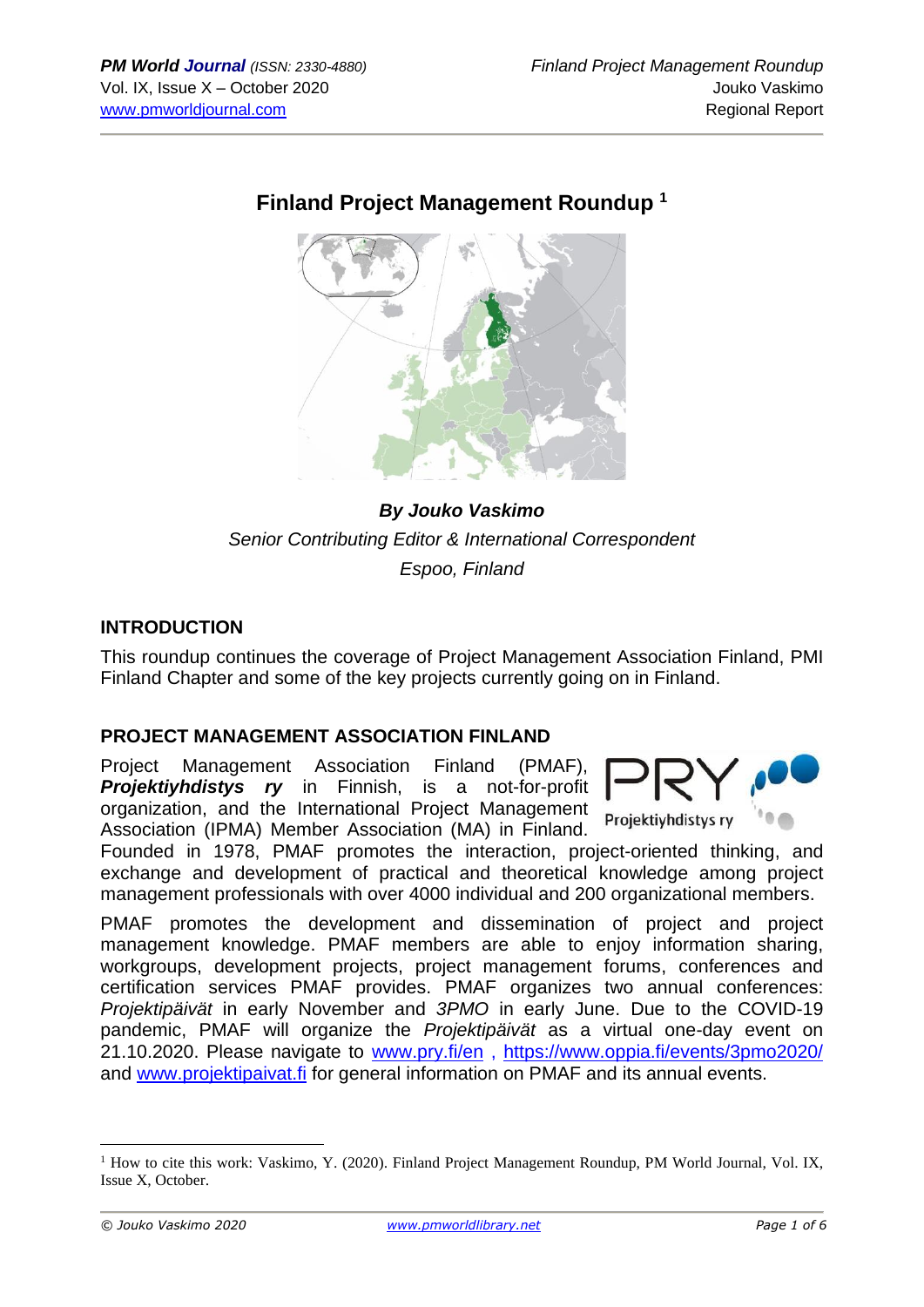# Finland Project Management Roundup [1]

***By Jouko Vaskimo***

*Senior Contributing Editor & International Correspondent*

*Espoo, Finland*

## INTRODUCTION

This roundup continues the coverage of Project Management Association Finland, PMI Finland Chapter and some of the key projects currently going on in Finland.

## PROJECT MANAGEMENT ASSOCIATION FINLAND

Project Management Association Finland (PMAF), ***Projektiyhdistys ry*** in Finnish, is a not-for-profit organization, and the International Project Management Association (IPMA) Member Association (MA) in Finland. Founded in 1978, PMAF promotes the interaction, project-oriented thinking, and exchange and development of practical and theoretical knowledge among project management professionals with over 4000 individual and 200 organizational members.

PMAF promotes the development and dissemination of project and project management knowledge. PMAF members are able to enjoy information sharing, workgroups, development projects, project management forums, conferences and certification services PMAF provides. PMAF organizes two annual conferences: *Projektipäivät* in early November and *3PMO* in early June. Due to the COVID-19 pandemic, PMAF will organize the *Projektipäivät* as a virtual one-day event on 21.10.2020. Please navigate to www.pry.fi/en , https://www.oppia.fi/events/3pmo2020/ and www.projektipaivat.fi for general information on PMAF and its annual events.

---

[1] How to cite this work: Vaskimo, Y. (2020). Finland Project Management Roundup, PM World Journal, Vol. IX, Issue X, October.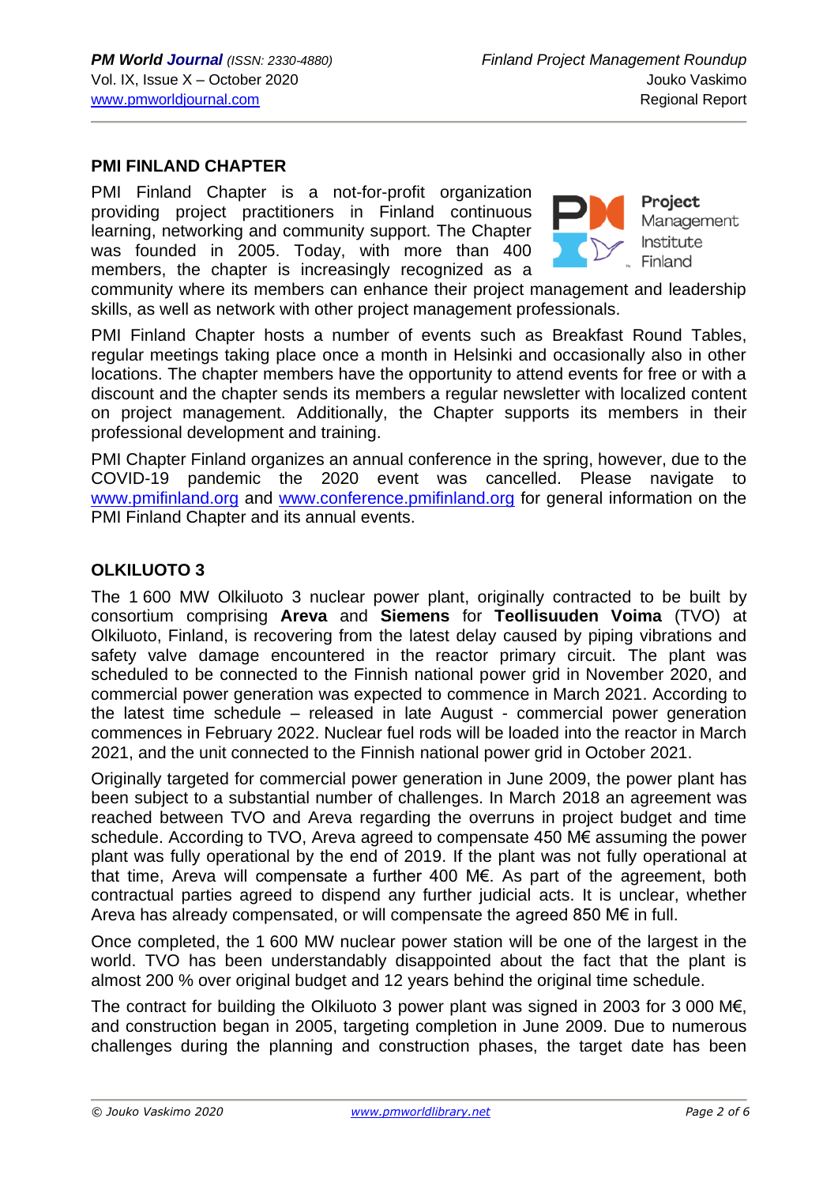## PMI FINLAND CHAPTER

PMI Finland Chapter is a not-for-profit organization providing project practitioners in Finland continuous learning, networking and community support. The Chapter was founded in 2005. Today, with more than 400 members, the chapter is increasingly recognized as a community where its members can enhance their project management and leadership skills, as well as network with other project management professionals.

PMI Finland Chapter hosts a number of events such as Breakfast Round Tables, regular meetings taking place once a month in Helsinki and occasionally also in other locations. The chapter members have the opportunity to attend events for free or with a discount and the chapter sends its members a regular newsletter with localized content on project management. Additionally, the Chapter supports its members in their professional development and training.

PMI Chapter Finland organizes an annual conference in the spring, however, due to the COVID-19 pandemic the 2020 event was cancelled. Please navigate to www.pmifinland.org and www.conference.pmifinland.org for general information on the PMI Finland Chapter and its annual events.

## OLKILUOTO 3

The 1 600 MW Olkiluoto 3 nuclear power plant, originally contracted to be built by consortium comprising **Areva** and **Siemens** for **Teollisuuden Voima** (TVO) at Olkiluoto, Finland, is recovering from the latest delay caused by piping vibrations and safety valve damage encountered in the reactor primary circuit. The plant was scheduled to be connected to the Finnish national power grid in November 2020, and commercial power generation was expected to commence in March 2021. According to the latest time schedule – released in late August - commercial power generation commences in February 2022. Nuclear fuel rods will be loaded into the reactor in March 2021, and the unit connected to the Finnish national power grid in October 2021.

Originally targeted for commercial power generation in June 2009, the power plant has been subject to a substantial number of challenges. In March 2018 an agreement was reached between TVO and Areva regarding the overruns in project budget and time schedule. According to TVO, Areva agreed to compensate 450 M€ assuming the power plant was fully operational by the end of 2019. If the plant was not fully operational at that time, Areva will compensate a further 400 M€. As part of the agreement, both contractual parties agreed to dispend any further judicial acts. It is unclear, whether Areva has already compensated, or will compensate the agreed 850 M€ in full.

Once completed, the 1 600 MW nuclear power station will be one of the largest in the world. TVO has been understandably disappointed about the fact that the plant is almost 200 % over original budget and 12 years behind the original time schedule.

The contract for building the Olkiluoto 3 power plant was signed in 2003 for 3 000 M€, and construction began in 2005, targeting completion in June 2009. Due to numerous challenges during the planning and construction phases, the target date has been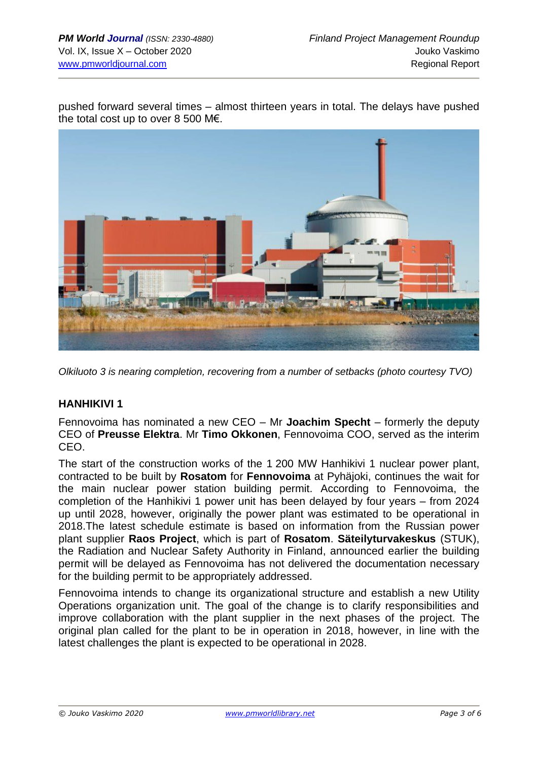pushed forward several times – almost thirteen years in total. The delays have pushed the total cost up to over 8 500 M€.

*Olkiluoto 3 is nearing completion, recovering from a number of setbacks (photo courtesy TVO)*

## HANHIKIVI 1

Fennovoima has nominated a new CEO – Mr **Joachim Specht** – formerly the deputy CEO of **Preusse Elektra**. Mr **Timo Okkonen**, Fennovoima COO, served as the interim CEO.

The start of the construction works of the 1 200 MW Hanhikivi 1 nuclear power plant, contracted to be built by **Rosatom** for **Fennovoima** at Pyhäjoki, continues the wait for the main nuclear power station building permit. According to Fennovoima, the completion of the Hanhikivi 1 power unit has been delayed by four years – from 2024 up until 2028, however, originally the power plant was estimated to be operational in 2018.The latest schedule estimate is based on information from the Russian power plant supplier **Raos Project**, which is part of **Rosatom**. **Säteilyturvakeskus** (STUK), the Radiation and Nuclear Safety Authority in Finland, announced earlier the building permit will be delayed as Fennovoima has not delivered the documentation necessary for the building permit to be appropriately addressed.

Fennovoima intends to change its organizational structure and establish a new Utility Operations organization unit. The goal of the change is to clarify responsibilities and improve collaboration with the plant supplier in the next phases of the project. The original plan called for the plant to be in operation in 2018, however, in line with the latest challenges the plant is expected to be operational in 2028.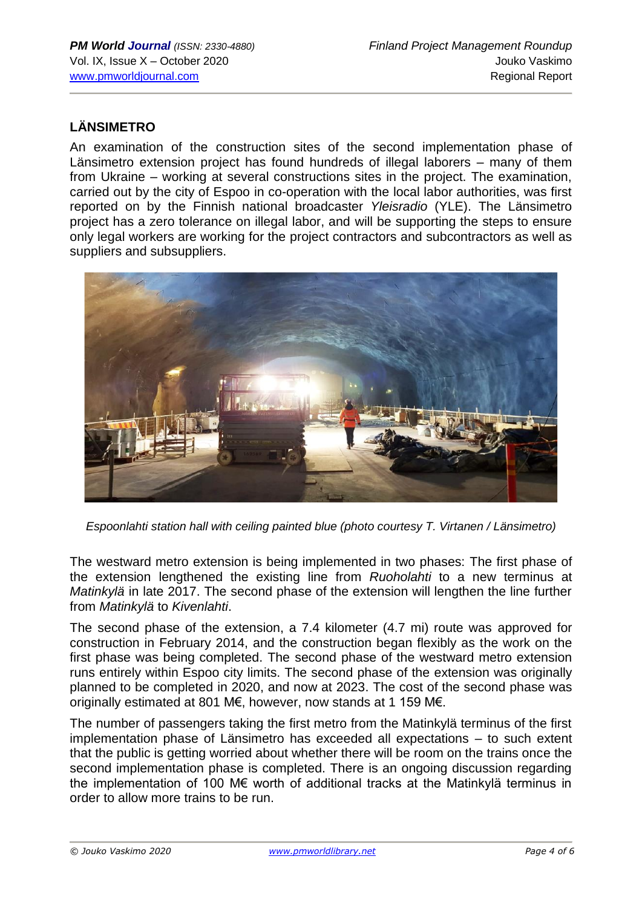## LÄNSIMETRO

An examination of the construction sites of the second implementation phase of Länsimetro extension project has found hundreds of illegal laborers – many of them from Ukraine – working at several constructions sites in the project. The examination, carried out by the city of Espoo in co-operation with the local labor authorities, was first reported on by the Finnish national broadcaster *Yleisradio* (YLE). The Länsimetro project has a zero tolerance on illegal labor, and will be supporting the steps to ensure only legal workers are working for the project contractors and subcontractors as well as suppliers and subsuppliers.

*Espoonlahti station hall with ceiling painted blue (photo courtesy T. Virtanen / Länsimetro)*

The westward metro extension is being implemented in two phases: The first phase of the extension lengthened the existing line from *Ruoholahti* to a new terminus at *Matinkylä* in late 2017. The second phase of the extension will lengthen the line further from *Matinkylä* to *Kivenlahti*.

The second phase of the extension, a 7.4 kilometer (4.7 mi) route was approved for construction in February 2014, and the construction began flexibly as the work on the first phase was being completed. The second phase of the westward metro extension runs entirely within Espoo city limits. The second phase of the extension was originally planned to be completed in 2020, and now at 2023. The cost of the second phase was originally estimated at 801 M€, however, now stands at 1 159 M€.

The number of passengers taking the first metro from the Matinkylä terminus of the first implementation phase of Länsimetro has exceeded all expectations – to such extent that the public is getting worried about whether there will be room on the trains once the second implementation phase is completed. There is an ongoing discussion regarding the implementation of 100 M€ worth of additional tracks at the Matinkylä terminus in order to allow more trains to be run.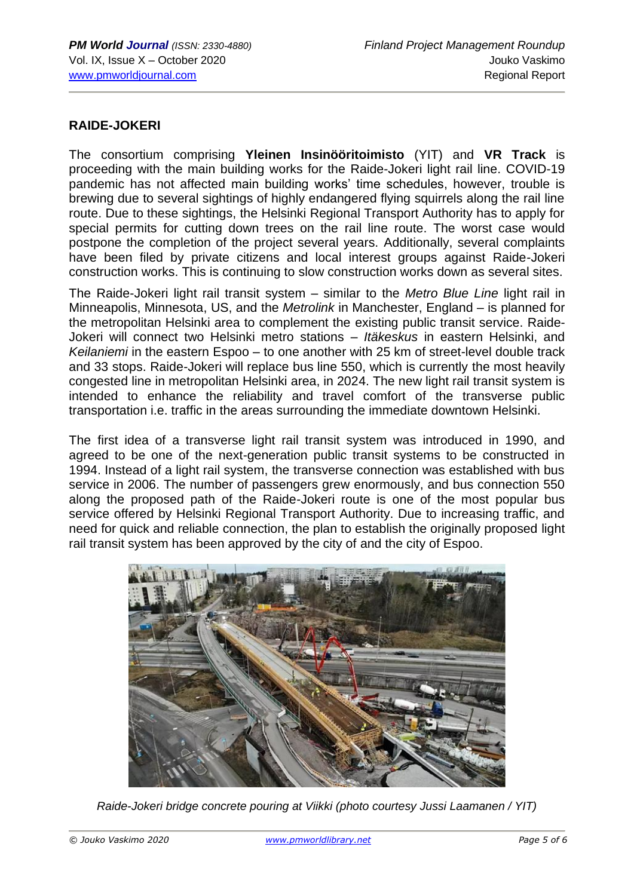## RAIDE-JOKERI

The consortium comprising **Yleinen Insinööritoimisto** (YIT) and **VR Track** is proceeding with the main building works for the Raide-Jokeri light rail line. COVID-19 pandemic has not affected main building works' time schedules, however, trouble is brewing due to several sightings of highly endangered flying squirrels along the rail line route. Due to these sightings, the Helsinki Regional Transport Authority has to apply for special permits for cutting down trees on the rail line route. The worst case would postpone the completion of the project several years. Additionally, several complaints have been filed by private citizens and local interest groups against Raide-Jokeri construction works. This is continuing to slow construction works down as several sites.

The Raide-Jokeri light rail transit system – similar to the *Metro Blue Line* light rail in Minneapolis, Minnesota, US, and the *Metrolink* in Manchester, England – is planned for the metropolitan Helsinki area to complement the existing public transit service. Raide-Jokeri will connect two Helsinki metro stations – *Itäkeskus* in eastern Helsinki, and *Keilaniemi* in the eastern Espoo – to one another with 25 km of street-level double track and 33 stops. Raide-Jokeri will replace bus line 550, which is currently the most heavily congested line in metropolitan Helsinki area, in 2024. The new light rail transit system is intended to enhance the reliability and travel comfort of the transverse public transportation i.e. traffic in the areas surrounding the immediate downtown Helsinki.

The first idea of a transverse light rail transit system was introduced in 1990, and agreed to be one of the next-generation public transit systems to be constructed in 1994. Instead of a light rail system, the transverse connection was established with bus service in 2006. The number of passengers grew enormously, and bus connection 550 along the proposed path of the Raide-Jokeri route is one of the most popular bus service offered by Helsinki Regional Transport Authority. Due to increasing traffic, and need for quick and reliable connection, the plan to establish the originally proposed light rail transit system has been approved by the city of and the city of Espoo.

*Raide-Jokeri bridge concrete pouring at Viikki (photo courtesy Jussi Laamanen / YIT)*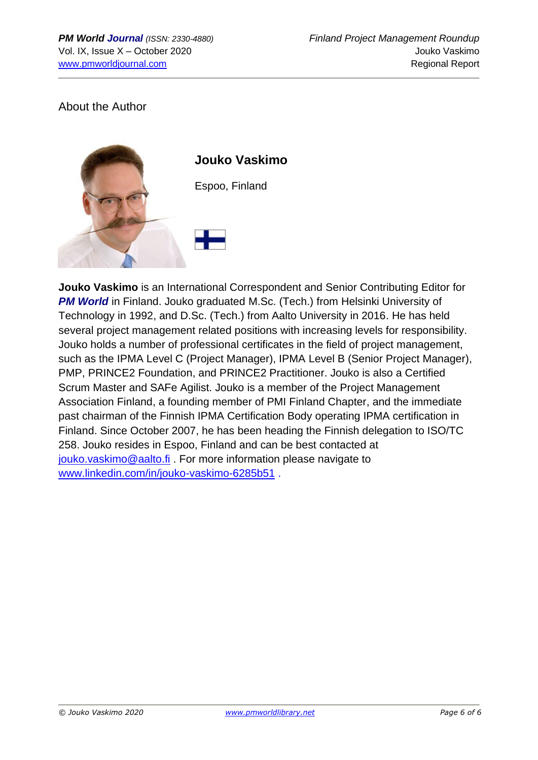## About the Author

### Jouko Vaskimo

Espoo, Finland

**Jouko Vaskimo** is an International Correspondent and Senior Contributing Editor for ***PM World*** in Finland. Jouko graduated M.Sc. (Tech.) from Helsinki University of Technology in 1992, and D.Sc. (Tech.) from Aalto University in 2016. He has held several project management related positions with increasing levels for responsibility. Jouko holds a number of professional certificates in the field of project management, such as the IPMA Level C (Project Manager), IPMA Level B (Senior Project Manager), PMP, PRINCE2 Foundation, and PRINCE2 Practitioner. Jouko is also a Certified Scrum Master and SAFe Agilist. Jouko is a member of the Project Management Association Finland, a founding member of PMI Finland Chapter, and the immediate past chairman of the Finnish IPMA Certification Body operating IPMA certification in Finland. Since October 2007, he has been heading the Finnish delegation to ISO/TC 258. Jouko resides in Espoo, Finland and can be best contacted at jouko.vaskimo@aalto.fi . For more information please navigate to www.linkedin.com/in/jouko-vaskimo-6285b51 .